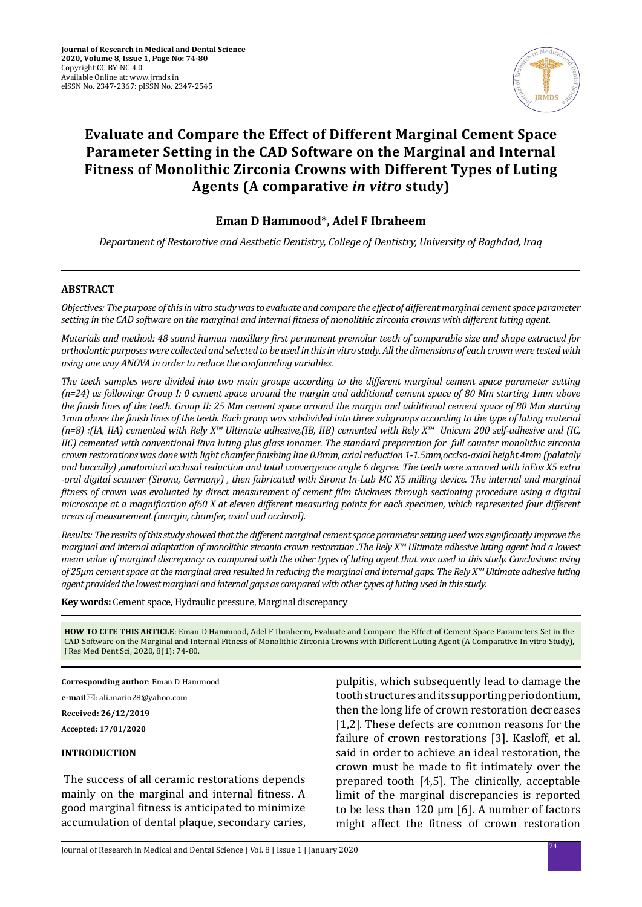# Evaluate and Compare the Effect of Different Marginal Cement Space Parameter Setting in the CAD Software on the Marginal and Internal Fitness of Monolithic Zirconia Crowns with Different Types of Luting Agents (A comparative *in vitro* study)

**Eman D Hammood\*, Adel F Ibraheem**

*Department of Restorative and Aesthetic Dentistry, College of Dentistry, University of Baghdad, Iraq*

## ABSTRACT

*Objectives: The purpose of this in vitro study was to evaluate and compare the effect of different marginal cement space parameter setting in the CAD software on the marginal and internal fitness of monolithic zirconia crowns with different luting agent.*

*Materials and method: 48 sound human maxillary first permanent premolar teeth of comparable size and shape extracted for orthodontic purposes were collected and selected to be used in this in vitro study. All the dimensions of each crown were tested with using one way ANOVA in order to reduce the confounding variables.*

*The teeth samples were divided into two main groups according to the different marginal cement space parameter setting (n=24) as following: Group I: 0 cement space around the margin and additional cement space of 80 Mm starting 1mm above the finish lines of the teeth. Group II: 25 Mm cement space around the margin and additional cement space of 80 Mm starting 1mm above the finish lines of the teeth. Each group was subdivided into three subgroups according to the type of luting material (n=8) :(IA, IIA) cemented with Rely X™ Ultimate adhesive,(IB, IIB) cemented with Rely X™ Unicem 200 self-adhesive and (IC, IIC) cemented with conventional Riva luting plus glass ionomer. The standard preparation for full counter monolithic zirconia crown restorations was done with light chamfer finishing line 0.8mm, axial reduction 1-1.5mm,occlso-axial height 4mm (palataly and buccally) ,anatomical occlusal reduction and total convergence angle 6 degree. The teeth were scanned with inEos X5 extra -oral digital scanner (Sirona, Germany) , then fabricated with Sirona In-Lab MC X5 milling device. The internal and marginal fitness of crown was evaluated by direct measurement of cement film thickness through sectioning procedure using a digital microscope at a magnification of60 X at eleven different measuring points for each specimen, which represented four different areas of measurement (margin, chamfer, axial and occlusal).*

*Results: The results of this study showed that the different marginal cement space parameter setting used was significantly improve the marginal and internal adaptation of monolithic zirconia crown restoration .The Rely X™ Ultimate adhesive luting agent had a lowest mean value of marginal discrepancy as compared with the other types of luting agent that was used in this study. Conclusions: using of 25μm cement space at the marginal area resulted in reducing the marginal and internal gaps. The Rely X™ Ultimate adhesive luting agent provided the lowest marginal and internal gaps as compared with other types of luting used in this study.*

**Key words:** Cement space, Hydraulic pressure, Marginal discrepancy

**HOW TO CITE THIS ARTICLE**: Eman D Hammood, Adel F Ibraheem, Evaluate and Compare the Effect of Cement Space Parameters Set in the CAD Software on the Marginal and Internal Fitness of Monolithic Zirconia Crowns with Different Luting Agent (A Comparative In vitro Study), J Res Med Dent Sci, 2020, 8(1): 74-80.

**Corresponding author**: Eman D Hammood

**e-mail**: ali.mario28@yahoo.com

**Received: 26/12/2019**

**Accepted: 17/01/2020**

## INTRODUCTION

The success of all ceramic restorations depends mainly on the marginal and internal fitness. A good marginal fitness is anticipated to minimize accumulation of dental plaque, secondary caries, pulpitis, which subsequently lead to damage the tooth structures and its supporting periodontium, then the long life of crown restoration decreases [1,2]. These defects are common reasons for the failure of crown restorations [3]. Kasloff, et al. said in order to achieve an ideal restoration, the crown must be made to fit intimately over the prepared tooth [4,5]. The clinically, acceptable limit of the marginal discrepancies is reported to be less than 120 μm [6]. A number of factors might affect the fitness of crown restoration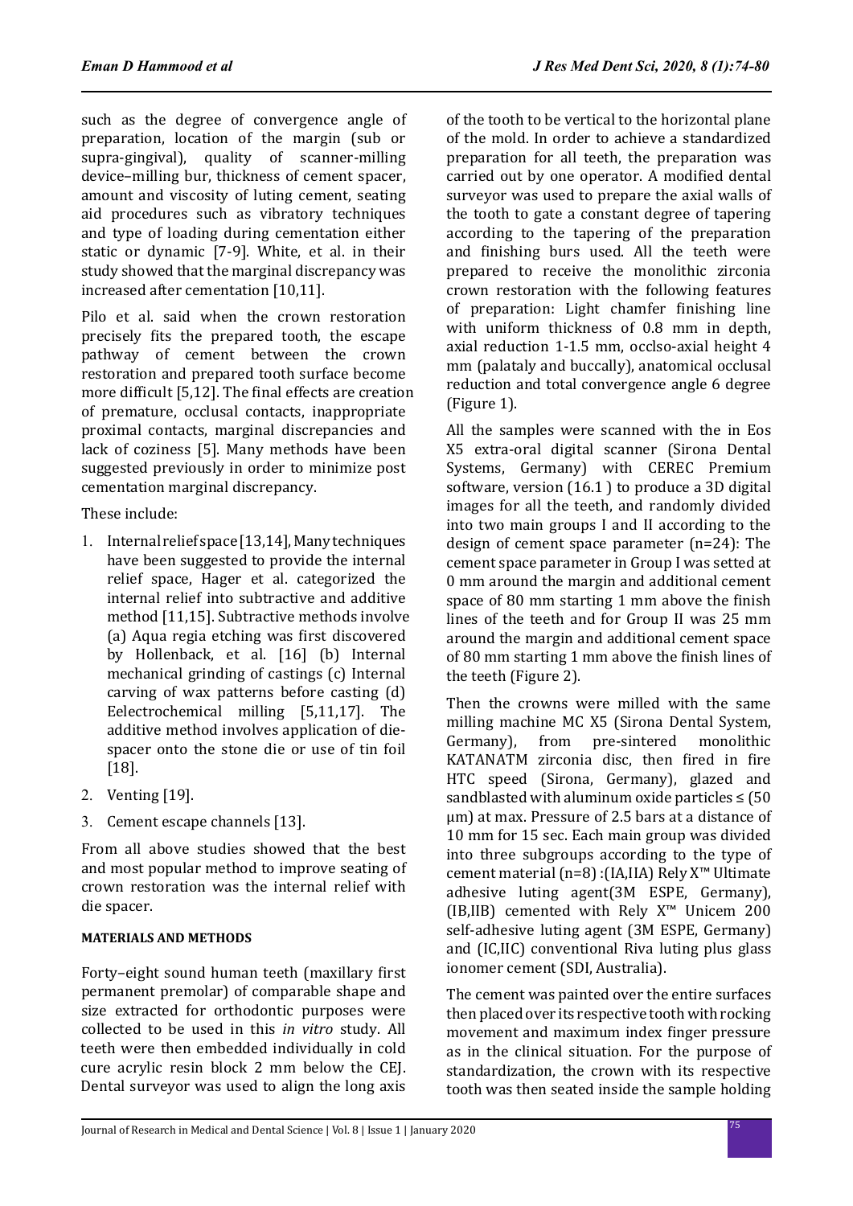such as the degree of convergence angle of preparation, location of the margin (sub or supra-gingival), quality of scanner-milling device–milling bur, thickness of cement spacer, amount and viscosity of luting cement, seating aid procedures such as vibratory techniques and type of loading during cementation either static or dynamic [7-9]. White, et al. in their study showed that the marginal discrepancy was increased after cementation [10,11].

Pilo et al. said when the crown restoration precisely fits the prepared tooth, the escape pathway of cement between the crown restoration and prepared tooth surface become more difficult [5,12]. The final effects are creation of premature, occlusal contacts, inappropriate proximal contacts, marginal discrepancies and lack of coziness [5]. Many methods have been suggested previously in order to minimize post cementation marginal discrepancy.

These include:

1. Internal relief space [13,14], Many techniques have been suggested to provide the internal relief space, Hager et al. categorized the internal relief into subtractive and additive method [11,15]. Subtractive methods involve (a) Aqua regia etching was first discovered by Hollenback, et al. [16] (b) Internal mechanical grinding of castings (c) Internal carving of wax patterns before casting (d) Eelectrochemical milling [5,11,17]. The additive method involves application of die-spacer onto the stone die or use of tin foil [18].
2. Venting [19].
3. Cement escape channels [13].

From all above studies showed that the best and most popular method to improve seating of crown restoration was the internal relief with die spacer.

## MATERIALS AND METHODS

Forty–eight sound human teeth (maxillary first permanent premolar) of comparable shape and size extracted for orthodontic purposes were collected to be used in this *in vitro* study. All teeth were then embedded individually in cold cure acrylic resin block 2 mm below the CEJ. Dental surveyor was used to align the long axis of the tooth to be vertical to the horizontal plane of the mold. In order to achieve a standardized preparation for all teeth, the preparation was carried out by one operator. A modified dental surveyor was used to prepare the axial walls of the tooth to gate a constant degree of tapering according to the tapering of the preparation and finishing burs used. All the teeth were prepared to receive the monolithic zirconia crown restoration with the following features of preparation: Light chamfer finishing line with uniform thickness of 0.8 mm in depth, axial reduction 1-1.5 mm, occlso-axial height 4 mm (palataly and buccally), anatomical occlusal reduction and total convergence angle 6 degree (Figure 1).

All the samples were scanned with the in Eos X5 extra-oral digital scanner (Sirona Dental Systems, Germany) with CEREC Premium software, version (16.1 ) to produce a 3D digital images for all the teeth, and randomly divided into two main groups I and II according to the design of cement space parameter (n=24): The cement space parameter in Group I was setted at 0 mm around the margin and additional cement space of 80 mm starting 1 mm above the finish lines of the teeth and for Group II was 25 mm around the margin and additional cement space of 80 mm starting 1 mm above the finish lines of the teeth (Figure 2).

Then the crowns were milled with the same milling machine MC X5 (Sirona Dental System, Germany), from pre-sintered monolithic KATANATM zirconia disc, then fired in fire HTC speed (Sirona, Germany), glazed and sandblasted with aluminum oxide particles ≤ (50 μm) at max. Pressure of 2.5 bars at a distance of 10 mm for 15 sec. Each main group was divided into three subgroups according to the type of cement material (n=8) :(IA,IIA) Rely X™ Ultimate adhesive luting agent(3M ESPE, Germany), (IB,IIB) cemented with Rely X™ Unicem 200 self-adhesive luting agent (3M ESPE, Germany) and (IC,IIC) conventional Riva luting plus glass ionomer cement (SDI, Australia).

The cement was painted over the entire surfaces then placed over its respective tooth with rocking movement and maximum index finger pressure as in the clinical situation. For the purpose of standardization, the crown with its respective tooth was then seated inside the sample holding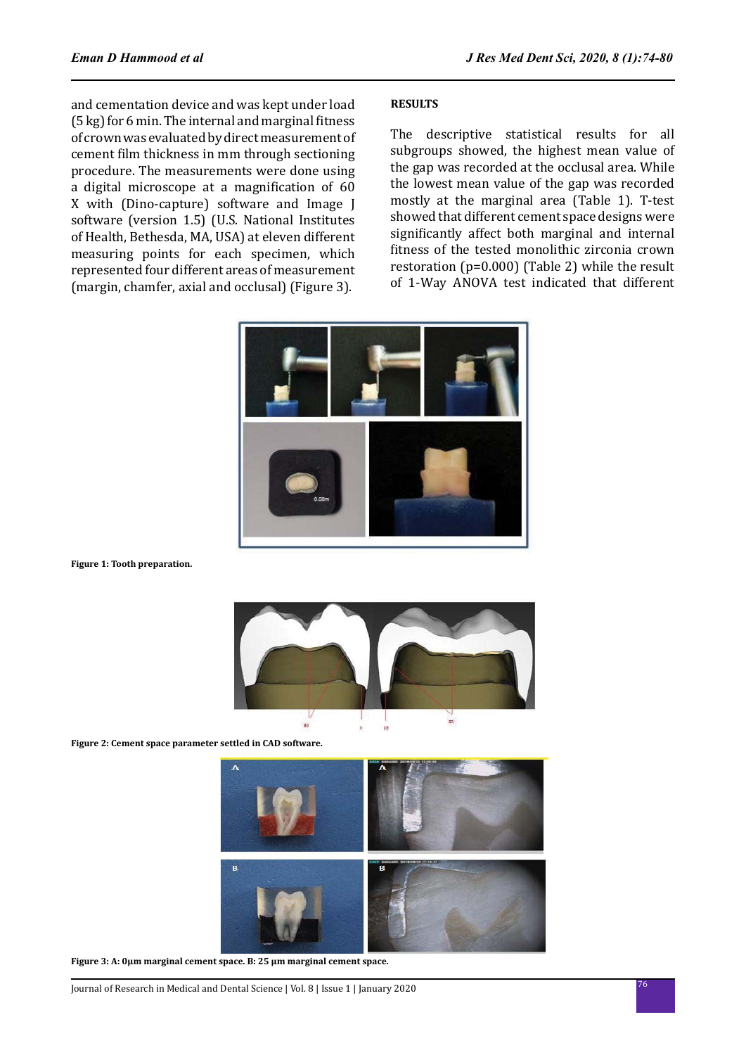and cementation device and was kept under load (5 kg) for 6 min. The internal and marginal fitness of crown was evaluated by direct measurement of cement film thickness in mm through sectioning procedure. The measurements were done using a digital microscope at a magnification of 60 X with (Dino-capture) software and Image J software (version 1.5) (U.S. National Institutes of Health, Bethesda, MA, USA) at eleven different measuring points for each specimen, which represented four different areas of measurement (margin, chamfer, axial and occlusal) (Figure 3).

**RESULTS**

The descriptive statistical results for all subgroups showed, the highest mean value of the gap was recorded at the occlusal area. While the lowest mean value of the gap was recorded mostly at the marginal area (Table 1). T-test showed that different cement space designs were significantly affect both marginal and internal fitness of the tested monolithic zirconia crown restoration (p=0.000) (Table 2) while the result of 1-Way ANOVA test indicated that different

**Figure 1: Tooth preparation.**

**Figure 2: Cement space parameter settled in CAD software.**

**Figure 3: A: 0µm marginal cement space. B: 25 µm marginal cement space.**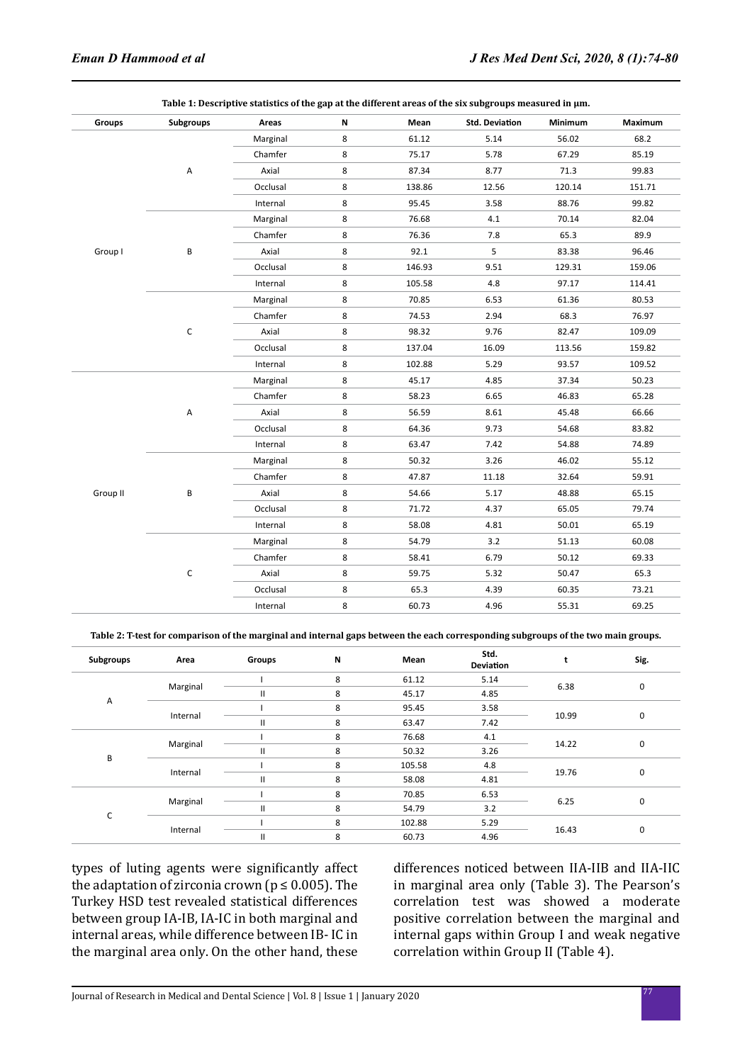**Table 1: Descriptive statistics of the gap at the different areas of the six subgroups measured in µm.**

| Groups | Subgroups | Areas | N | Mean | Std. Deviation | Minimum | Maximum |
|---|---|---|---|---|---|---|---|
| Group I | A | Marginal | 8 | 61.12 | 5.14 | 56.02 | 68.2 |
| | | Chamfer | 8 | 75.17 | 5.78 | 67.29 | 85.19 |
| | | Axial | 8 | 87.34 | 8.77 | 71.3 | 99.83 |
| | | Occlusal | 8 | 138.86 | 12.56 | 120.14 | 151.71 |
| | | Internal | 8 | 95.45 | 3.58 | 88.76 | 99.82 |
| | B | Marginal | 8 | 76.68 | 4.1 | 70.14 | 82.04 |
| | | Chamfer | 8 | 76.36 | 7.8 | 65.3 | 89.9 |
| | | Axial | 8 | 92.1 | 5 | 83.38 | 96.46 |
| | | Occlusal | 8 | 146.93 | 9.51 | 129.31 | 159.06 |
| | | Internal | 8 | 105.58 | 4.8 | 97.17 | 114.41 |
| | C | Marginal | 8 | 70.85 | 6.53 | 61.36 | 80.53 |
| | | Chamfer | 8 | 74.53 | 2.94 | 68.3 | 76.97 |
| | | Axial | 8 | 98.32 | 9.76 | 82.47 | 109.09 |
| | | Occlusal | 8 | 137.04 | 16.09 | 113.56 | 159.82 |
| | | Internal | 8 | 102.88 | 5.29 | 93.57 | 109.52 |
| Group II | A | Marginal | 8 | 45.17 | 4.85 | 37.34 | 50.23 |
| | | Chamfer | 8 | 58.23 | 6.65 | 46.83 | 65.28 |
| | | Axial | 8 | 56.59 | 8.61 | 45.48 | 66.66 |
| | | Occlusal | 8 | 64.36 | 9.73 | 54.68 | 83.82 |
| | | Internal | 8 | 63.47 | 7.42 | 54.88 | 74.89 |
| | B | Marginal | 8 | 50.32 | 3.26 | 46.02 | 55.12 |
| | | Chamfer | 8 | 47.87 | 11.18 | 32.64 | 59.91 |
| | | Axial | 8 | 54.66 | 5.17 | 48.88 | 65.15 |
| | | Occlusal | 8 | 71.72 | 4.37 | 65.05 | 79.74 |
| | | Internal | 8 | 58.08 | 4.81 | 50.01 | 65.19 |
| | C | Marginal | 8 | 54.79 | 3.2 | 51.13 | 60.08 |
| | | Chamfer | 8 | 58.41 | 6.79 | 50.12 | 69.33 |
| | | Axial | 8 | 59.75 | 5.32 | 50.47 | 65.3 |
| | | Occlusal | 8 | 65.3 | 4.39 | 60.35 | 73.21 |
| | | Internal | 8 | 60.73 | 4.96 | 55.31 | 69.25 |

**Table 2: T-test for comparison of the marginal and internal gaps between the each corresponding subgroups of the two main groups.**

| Subgroups | Area | Groups | N | Mean | Std. Deviation | t | Sig. |
|---|---|---|---|---|---|---|---|
| A | Marginal | I | 8 | 61.12 | 5.14 | 6.38 | 0 |
| | | II | 8 | 45.17 | 4.85 | | |
| | Internal | I | 8 | 95.45 | 3.58 | 10.99 | 0 |
| | | II | 8 | 63.47 | 7.42 | | |
| B | Marginal | I | 8 | 76.68 | 4.1 | 14.22 | 0 |
| | | II | 8 | 50.32 | 3.26 | | |
| | Internal | I | 8 | 105.58 | 4.8 | 19.76 | 0 |
| | | II | 8 | 58.08 | 4.81 | | |
| C | Marginal | I | 8 | 70.85 | 6.53 | 6.25 | 0 |
| | | II | 8 | 54.79 | 3.2 | | |
| | Internal | I | 8 | 102.88 | 5.29 | 16.43 | 0 |
| | | II | 8 | 60.73 | 4.96 | | |

types of luting agents were significantly affect the adaptation of zirconia crown ($p \leq 0.005$). The Turkey HSD test revealed statistical differences between group IA-IB, IA-IC in both marginal and internal areas, while difference between IB- IC in the marginal area only. On the other hand, these differences noticed between IIA-IIB and IIA-IIC in marginal area only (Table 3). The Pearson's correlation test was showed a moderate positive correlation between the marginal and internal gaps within Group I and weak negative correlation within Group II (Table 4).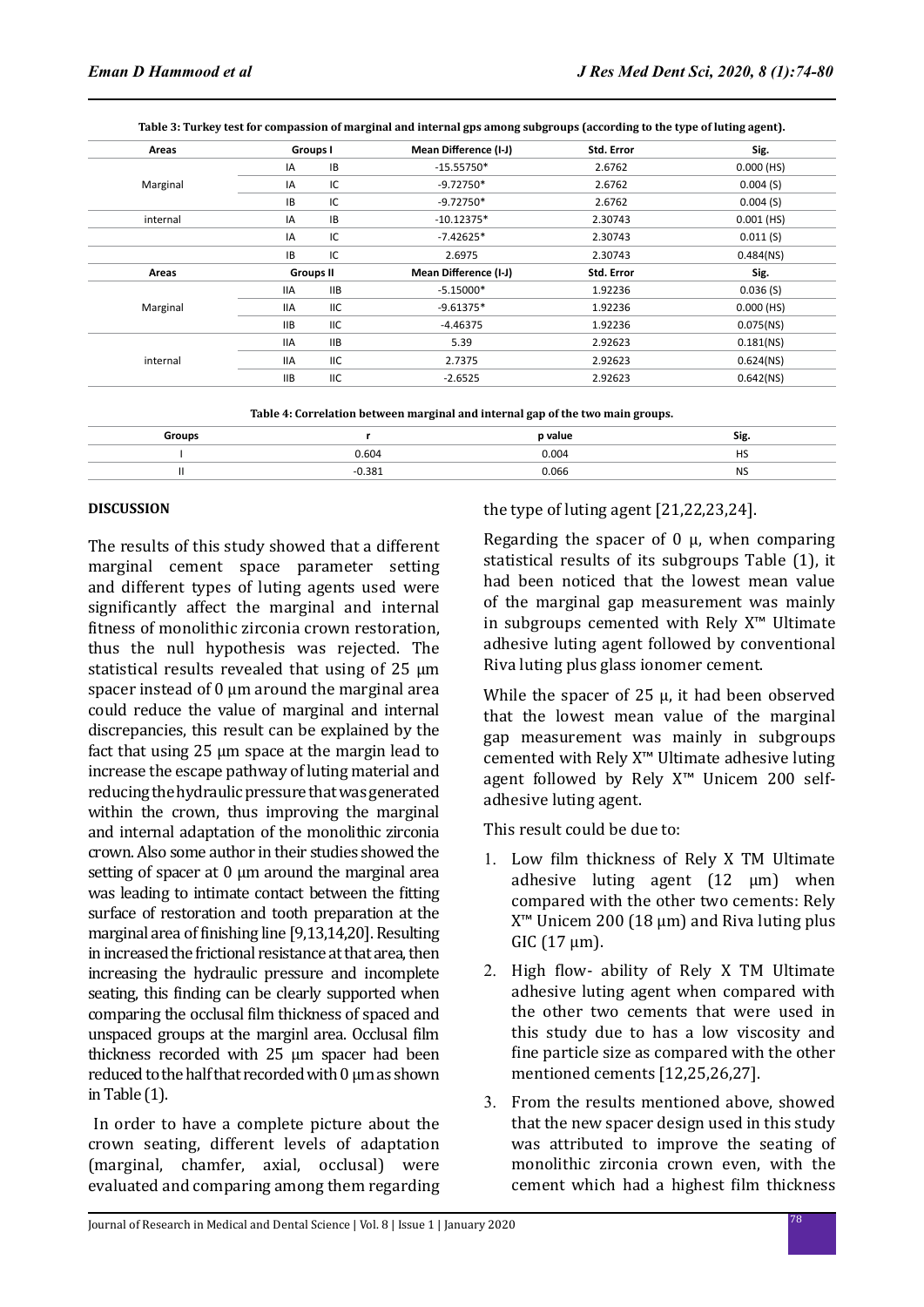**Table 3: Turkey test for compassion of marginal and internal gps among subgroups (according to the type of luting agent).**

| Areas | Groups I | | Mean Difference (I-J) | Std. Error | Sig. |
|---|---|---|---|---|---|
| Marginal | IA | IB | -15.55750* | 2.6762 | 0.000 (HS) |
| | IA | IC | -9.72750* | 2.6762 | 0.004 (S) |
| | IB | IC | -9.72750* | 2.6762 | 0.004 (S) |
| internal | IA | IB | -10.12375* | 2.30743 | 0.001 (HS) |
| | IA | IC | -7.42625* | 2.30743 | 0.011 (S) |
| | IB | IC | 2.6975 | 2.30743 | 0.484(NS) |
| **Areas** | **Groups II** | | **Mean Difference (I-J)** | **Std. Error** | **Sig.** |
| Marginal | IIA | IIB | -5.15000* | 1.92236 | 0.036 (S) |
| | IIA | IIC | -9.61375* | 1.92236 | 0.000 (HS) |
| | IIB | IIC | -4.46375 | 1.92236 | 0.075(NS) |
| internal | IIA | IIB | 5.39 | 2.92623 | 0.181(NS) |
| | IIA | IIC | 2.7375 | 2.92623 | 0.624(NS) |
| | IIB | IIC | -2.6525 | 2.92623 | 0.642(NS) |

**Table 4: Correlation between marginal and internal gap of the two main groups.**

| Groups | r | p value | Sig. |
|---|---|---|---|
| I | 0.604 | 0.004 | HS |
| II | -0.381 | 0.066 | NS |

**DISCUSSION**

The results of this study showed that a different marginal cement space parameter setting and different types of luting agents used were significantly affect the marginal and internal fitness of monolithic zirconia crown restoration, thus the null hypothesis was rejected. The statistical results revealed that using of 25 µm spacer instead of 0 µm around the marginal area could reduce the value of marginal and internal discrepancies, this result can be explained by the fact that using 25 µm space at the margin lead to increase the escape pathway of luting material and reducing the hydraulic pressure that was generated within the crown, thus improving the marginal and internal adaptation of the monolithic zirconia crown. Also some author in their studies showed the setting of spacer at 0 µm around the marginal area was leading to intimate contact between the fitting surface of restoration and tooth preparation at the marginal area of finishing line [9,13,14,20]. Resulting in increased the frictional resistance at that area, then increasing the hydraulic pressure and incomplete seating, this finding can be clearly supported when comparing the occlusal film thickness of spaced and unspaced groups at the marginl area. Occlusal film thickness recorded with 25 µm spacer had been reduced to the half that recorded with 0 µm as shown in Table (1).

In order to have a complete picture about the crown seating, different levels of adaptation (marginal, chamfer, axial, occlusal) were evaluated and comparing among them regarding the type of luting agent [21,22,23,24].

Regarding the spacer of 0 µ, when comparing statistical results of its subgroups Table (1), it had been noticed that the lowest mean value of the marginal gap measurement was mainly in subgroups cemented with Rely X™ Ultimate adhesive luting agent followed by conventional Riva luting plus glass ionomer cement.

While the spacer of 25 µ, it had been observed that the lowest mean value of the marginal gap measurement was mainly in subgroups cemented with Rely X™ Ultimate adhesive luting agent followed by Rely X™ Unicem 200 self-adhesive luting agent.

This result could be due to:

1. Low film thickness of Rely X TM Ultimate adhesive luting agent (12 µm) when compared with the other two cements: Rely X™ Unicem 200 (18 µm) and Riva luting plus GIC (17 µm).
2. High flow- ability of Rely X TM Ultimate adhesive luting agent when compared with the other two cements that were used in this study due to has a low viscosity and fine particle size as compared with the other mentioned cements [12,25,26,27].
3. From the results mentioned above, showed that the new spacer design used in this study was attributed to improve the seating of monolithic zirconia crown even, with the cement which had a highest film thickness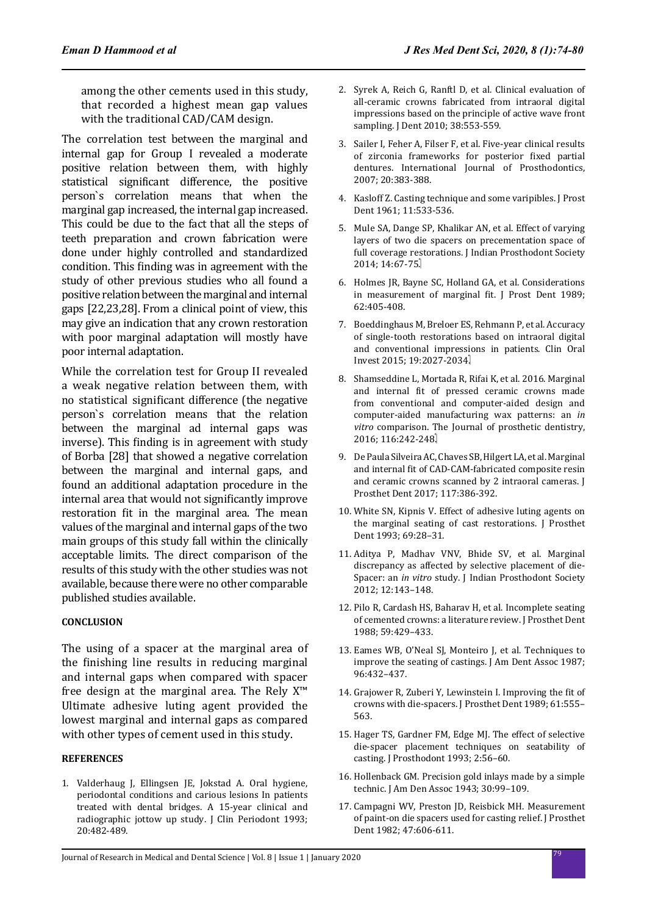among the other cements used in this study, that recorded a highest mean gap values with the traditional CAD/CAM design.

The correlation test between the marginal and internal gap for Group I revealed a moderate positive relation between them, with highly statistical significant difference, the positive person`s correlation means that when the marginal gap increased, the internal gap increased. This could be due to the fact that all the steps of teeth preparation and crown fabrication were done under highly controlled and standardized condition. This finding was in agreement with the study of other previous studies who all found a positive relation between the marginal and internal gaps [22,23,28]. From a clinical point of view, this may give an indication that any crown restoration with poor marginal adaptation will mostly have poor internal adaptation.

While the correlation test for Group II revealed a weak negative relation between them, with no statistical significant difference (the negative person`s correlation means that the relation between the marginal ad internal gaps was inverse). This finding is in agreement with study of Borba [28] that showed a negative correlation between the marginal and internal gaps, and found an additional adaptation procedure in the internal area that would not significantly improve restoration fit in the marginal area. The mean values of the marginal and internal gaps of the two main groups of this study fall within the clinically acceptable limits. The direct comparison of the results of this study with the other studies was not available, because there were no other comparable published studies available.

## CONCLUSION

The using of a spacer at the marginal area of the finishing line results in reducing marginal and internal gaps when compared with spacer free design at the marginal area. The Rely X™ Ultimate adhesive luting agent provided the lowest marginal and internal gaps as compared with other types of cement used in this study.

## REFERENCES

1. Valderhaug J, Ellingsen JE, Jokstad A. Oral hygiene, periodontal conditions and carious lesions In patients treated with dental bridges. A 15-year clinical and radiographic jottow up study. J Clin Periodont 1993; 20:482-489.
2. Syrek A, Reich G, Ranftl D, et al. Clinical evaluation of all-ceramic crowns fabricated from intraoral digital impressions based on the principle of active wave front sampling. J Dent 2010; 38:553-559.
3. Sailer I, Feher A, Filser F, et al. Five-year clinical results of zirconia frameworks for posterior fixed partial dentures. International Journal of Prosthodontics, 2007; 20:383-388.
4. Kasloff Z. Casting technique and some varipibles. J Prost Dent 1961; 11:533-536.
5. Mule SA, Dange SP, Khalikar AN, et al. Effect of varying layers of two die spacers on precementation space of full coverage restorations. J Indian Prosthodont Society 2014; 14:67-75.
6. Holmes JR, Bayne SC, Holland GA, et al. Considerations in measurement of marginal fit. J Prost Dent 1989; 62:405-408.
7. Boeddinghaus M, Breloer ES, Rehmann P, et al. Accuracy of single-tooth restorations based on intraoral digital and conventional impressions in patients. Clin Oral Invest 2015; 19:2027-2034.
8. Shamseddine L, Mortada R, Rifai K, et al. 2016. Marginal and internal fit of pressed ceramic crowns made from conventional and computer-aided design and computer-aided manufacturing wax patterns: an *in vitro* comparison. The Journal of prosthetic dentistry, 2016; 116:242-248.
9. De Paula Silveira AC, Chaves SB, Hilgert LA, et al. Marginal and internal fit of CAD-CAM-fabricated composite resin and ceramic crowns scanned by 2 intraoral cameras. J Prosthet Dent 2017; 117:386-392.
10. White SN, Kipnis V. Effect of adhesive luting agents on the marginal seating of cast restorations. J Prosthet Dent 1993; 69:28–31.
11. Aditya P, Madhav VNV, Bhide SV, et al. Marginal discrepancy as affected by selective placement of die-Spacer: an *in vitro* study. J Indian Prosthodont Society 2012; 12:143–148.
12. Pilo R, Cardash HS, Baharav H, et al. Incomplete seating of cemented crowns: a literature review. J Prosthet Dent 1988; 59:429–433.
13. Eames WB, O'Neal SJ, Monteiro J, et al. Techniques to improve the seating of castings. J Am Dent Assoc 1987; 96:432–437.
14. Grajower R, Zuberi Y, Lewinstein I. Improving the fit of crowns with die-spacers. J Prosthet Dent 1989; 61:555–563.
15. Hager TS, Gardner FM, Edge MJ. The effect of selective die-spacer placement techniques on seatability of casting. J Prosthodont 1993; 2:56–60.
16. Hollenback GM. Precision gold inlays made by a simple technic. J Am Den Assoc 1943; 30:99–109.
17. Campagni WV, Preston JD, Reisbick MH. Measurement of paint-on die spacers used for casting relief. J Prosthet Dent 1982; 47:606-611.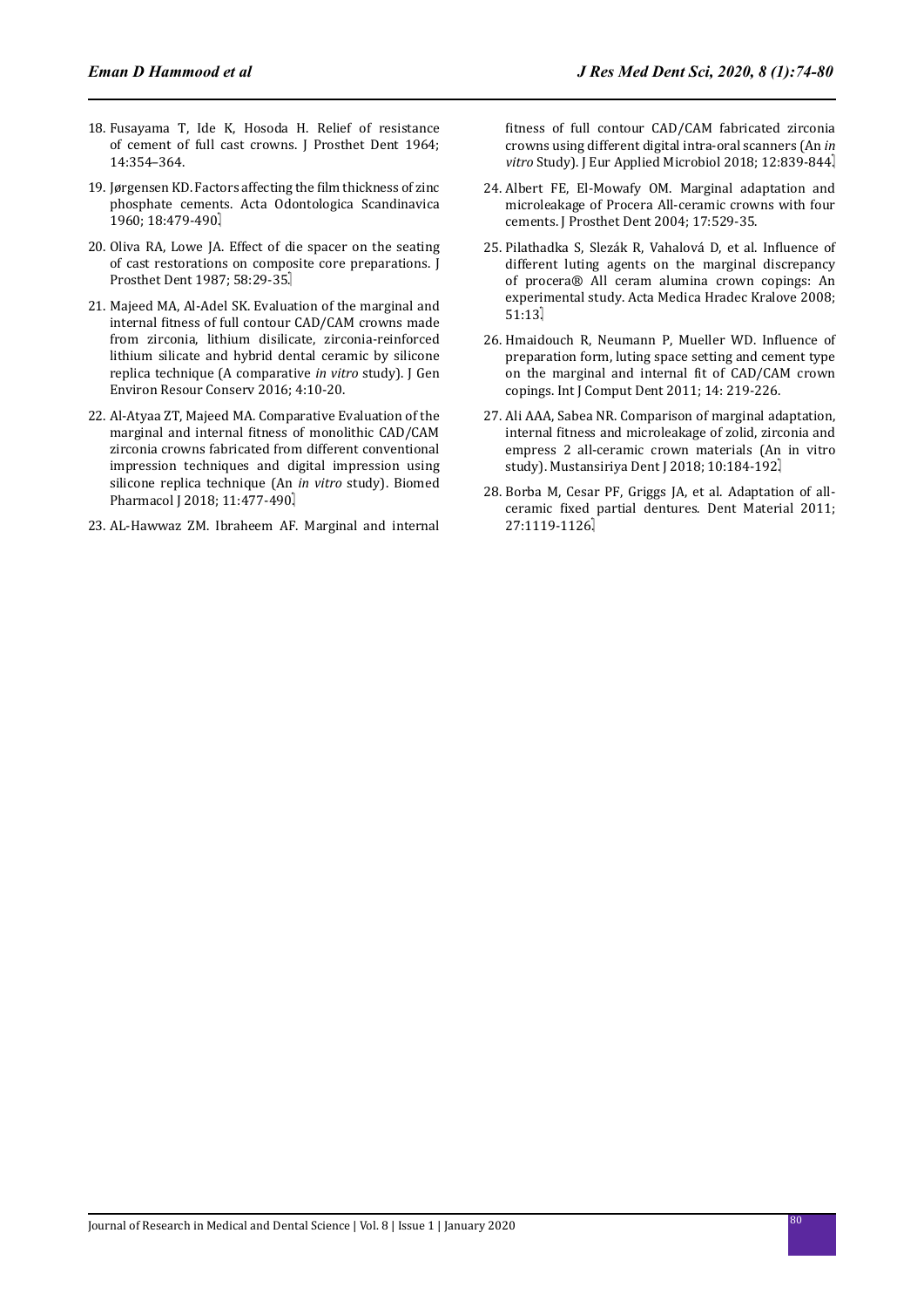18. Fusayama T, Ide K, Hosoda H. Relief of resistance of cement of full cast crowns. J Prosthet Dent 1964; 14:354–364.

19. Jørgensen KD. Factors affecting the film thickness of zinc phosphate cements. Acta Odontologica Scandinavica 1960; 18:479-490.

20. Oliva RA, Lowe JA. Effect of die spacer on the seating of cast restorations on composite core preparations. J Prosthet Dent 1987; 58:29-35.

21. Majeed MA, Al-Adel SK. Evaluation of the marginal and internal fitness of full contour CAD/CAM crowns made from zirconia, lithium disilicate, zirconia-reinforced lithium silicate and hybrid dental ceramic by silicone replica technique (A comparative *in vitro* study). J Gen Environ Resour Conserv 2016; 4:10-20.

22. Al-Atyaa ZT, Majeed MA. Comparative Evaluation of the marginal and internal fitness of monolithic CAD/CAM zirconia crowns fabricated from different conventional impression techniques and digital impression using silicone replica technique (An *in vitro* study). Biomed Pharmacol J 2018; 11:477-490.

23. AL-Hawwaz ZM. Ibraheem AF. Marginal and internal fitness of full contour CAD/CAM fabricated zirconia crowns using different digital intra-oral scanners (An *in vitro* Study). J Eur Applied Microbiol 2018; 12:839-844.

24. Albert FE, El-Mowafy OM. Marginal adaptation and microleakage of Procera All-ceramic crowns with four cements. J Prosthet Dent 2004; 17:529-35.

25. Pilathadka S, Slezák R, Vahalová D, et al. Influence of different luting agents on the marginal discrepancy of procera® All ceram alumina crown copings: An experimental study. Acta Medica Hradec Kralove 2008; 51:13.

26. Hmaidouch R, Neumann P, Mueller WD. Influence of preparation form, luting space setting and cement type on the marginal and internal fit of CAD/CAM crown copings. Int J Comput Dent 2011; 14: 219-226.

27. Ali AAA, Sabea NR. Comparison of marginal adaptation, internal fitness and microleakage of zolid, zirconia and empress 2 all-ceramic crown materials (An in vitro study). Mustansiriya Dent J 2018; 10:184-192.

28. Borba M, Cesar PF, Griggs JA, et al. Adaptation of all-ceramic fixed partial dentures. Dent Material 2011; 27:1119-1126.